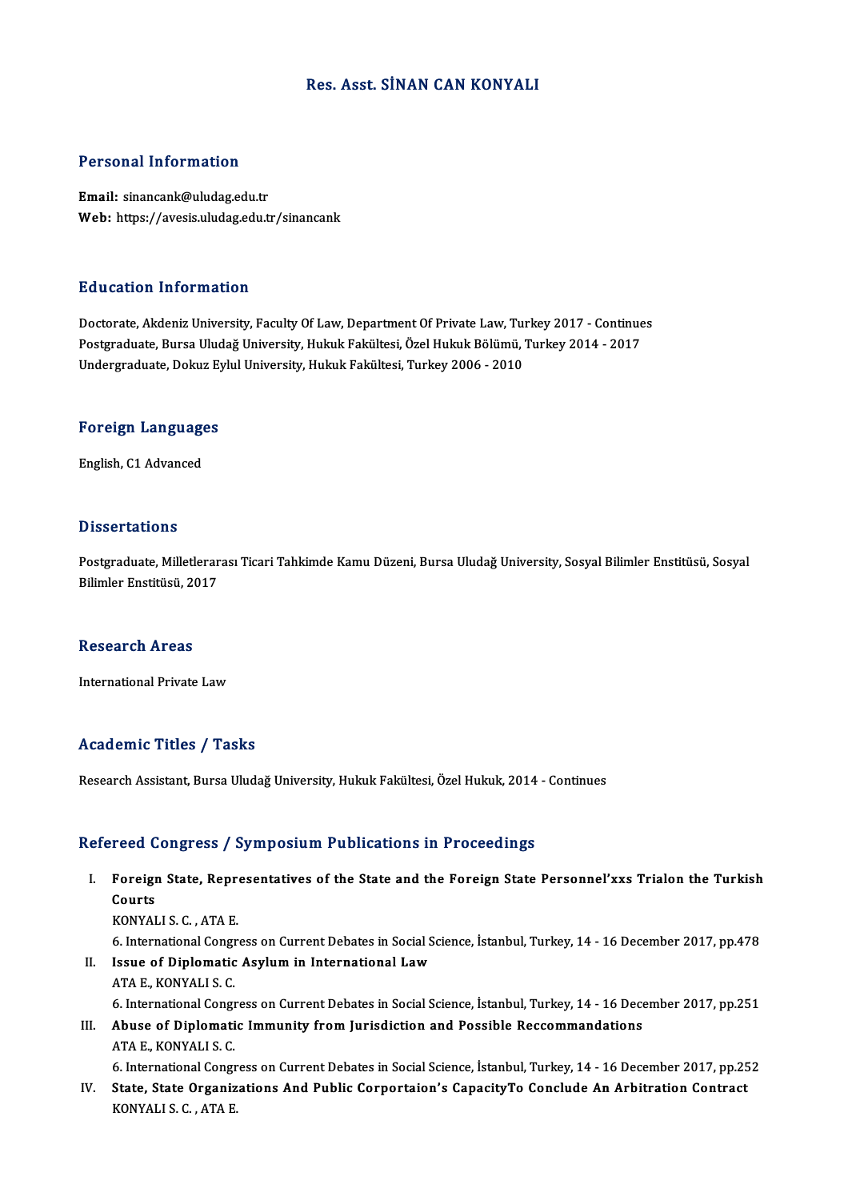# Res. Asst. SİNAN CAN KONYALI

## Personal Information

**Email:** sinancank@uludag.edu.tr
**Web:** https://avesis.uludag.edu.tr/sinancank

## Education Information

Doctorate, Akdeniz University, Faculty Of Law, Department Of Private Law, Turkey 2017 - Continues
Postgraduate, Bursa Uludağ University, Hukuk Fakültesi, Özel Hukuk Bölümü, Turkey 2014 - 2017
Undergraduate, Dokuz Eylul University, Hukuk Fakültesi, Turkey 2006 - 2010

## Foreign Languages

English, C1 Advanced

## Dissertations

Postgraduate, Milletlerarası Ticari Tahkimde Kamu Düzeni, Bursa Uludağ University, Sosyal Bilimler Enstitüsü, Sosyal Bilimler Enstitüsü, 2017

## Research Areas

International Private Law

## Academic Titles / Tasks

Research Assistant, Bursa Uludağ University, Hukuk Fakültesi, Özel Hukuk, 2014 - Continues

## Refereed Congress / Symposium Publications in Proceedings

I. **Foreign State, Representatives of the State and the Foreign State Personnel'xxs Trialon the Turkish Courts**
KONYALI S. C. , ATA E.
6. International Congress on Current Debates in Social Science, İstanbul, Turkey, 14 - 16 December 2017, pp.478

II. **Issue of Diplomatic Asylum in International Law**
ATA E., KONYALI S. C.
6. International Congress on Current Debates in Social Science, İstanbul, Turkey, 14 - 16 December 2017, pp.251

III. **Abuse of Diplomatic Immunity from Jurisdiction and Possible Reccommandations**
ATA E., KONYALI S. C.
6. International Congress on Current Debates in Social Science, İstanbul, Turkey, 14 - 16 December 2017, pp.252

IV. **State, State Organizations And Public Corportaion's CapacityTo Conclude An Arbitration Contract**
KONYALI S. C. , ATA E.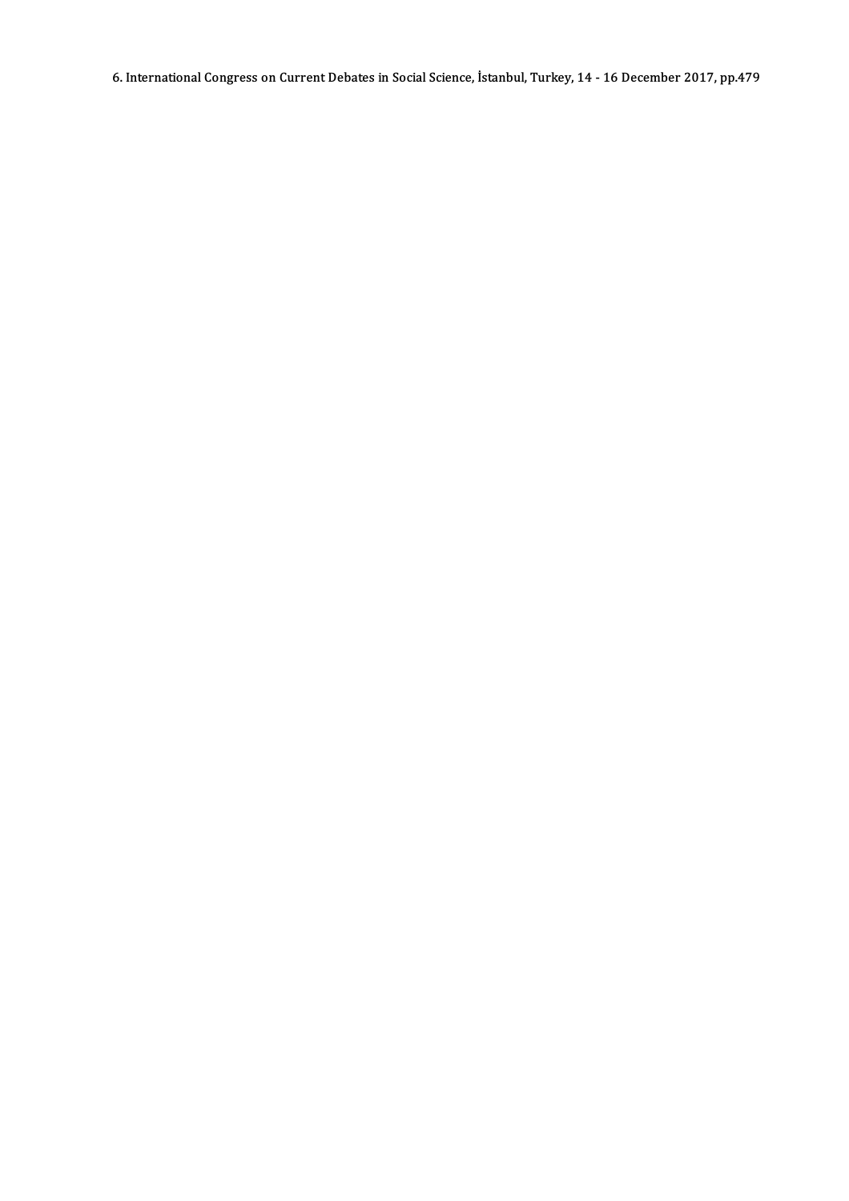6. International Congress on Current Debates in Social Science, İstanbul, Turkey, 14 - 16 December 2017, pp.479